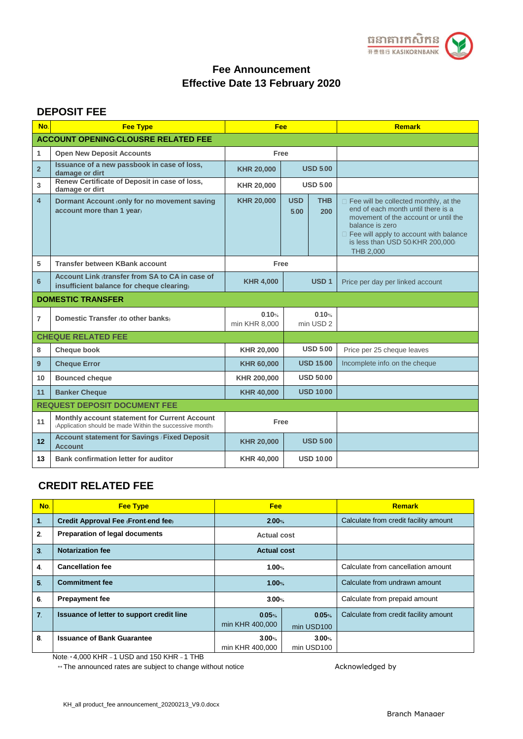ធនាគារកសិករ
开泰银行 KASIKORNBANK

# Fee Announcement
# Effective Date 13 February 2020

## DEPOSIT FEE

| No. | Fee Type | Fee | | | Remark |
|---|---|---|---|---|---|
| **ACCOUNT OPENING/CLOUSRE RELATED FEE** | | | | | |
| 1 | Open New Deposit Accounts | Free | | | |
| 2 | Issuance of a new passbook in case of loss, damage or dirt | KHR 20,000 | USD 5.00 | | |
| 3 | Renew Certificate of Deposit in case of loss, damage or dirt | KHR 20,000 | USD 5.00 | | |
| 4 | Dormant Account (only for no movement saving account more than 1 year) | KHR 20,000 | USD 5.00 | THB 200 | Fee will be collected monthly, at the end of each month until there is a movement of the account or until the balance is zero<br>Fee will apply to account with balance is less than USD 50/KHR 200,000/ THB 2,000 |
| 5 | Transfer between KBank account | Free | | | |
| 6 | Account Link (transfer from SA to CA in case of insufficient balance for cheque clearing) | KHR 4,000 | USD 1 | | Price per day per linked account |
| **DOMESTIC TRANSFER** | | | | | |
| 7 | Domestic Transfer (to other banks) | 0.10% min KHR 8,000 | 0.10% min USD 2 | | |
| **CHEQUE RELATED FEE** | | | | | |
| 8 | Cheque book | KHR 20,000 | USD 5.00 | | Price per 25 cheque leaves |
| 9 | Cheque Error | KHR 60,000 | USD 15.00 | | Incomplete info. on the cheque |
| 10 | Bounced cheque | KHR 200,000 | USD 50.00 | | |
| 11 | Banker Cheque | KHR 40,000 | USD 10.00 | | |
| **REQUEST DEPOSIT DOCUMENT FEE** | | | | | |
| 11 | Monthly account statement for Current Account (Application should be made Within the successive month) | Free | | | |
| 12 | Account statement for Savings / Fixed Deposit Account | KHR 20,000 | USD 5.00 | | |
| 13 | Bank confirmation letter for auditor | KHR 40,000 | USD 10.00 | | |

## CREDIT RELATED FEE

| No. | Fee Type | Fee | | Remark |
|---|---|---|---|---|
| 1. | Credit Approval Fee (Front-end fee) | 2.00% | | Calculate from credit facility amount |
| 2. | Preparation of legal documents | Actual cost | | |
| 3. | Notarization fee | Actual cost | | |
| 4. | Cancellation fee | 1.00% | | Calculate from cancellation amount |
| 5. | Commitment fee | 1.00% | | Calculate from undrawn amount |
| 6. | Prepayment fee | 3.00% | | Calculate from prepaid amount |
| 7. | Issuance of letter to support credit line | 0.05% min KHR 400,000 | 0.05% min USD100 | Calculate from credit facility amount |
| 8. | Issuance of Bank Guarantee | 3.00% min KHR 400,000 | 3.00% min USD100 | |

Note: * 4,000 KHR = 1 USD and 150 KHR = 1 THB

** The announced rates are subject to change without notice

Acknowledged by

Branch Manager

KH_all product_fee announcement_20200213_V9.0.docx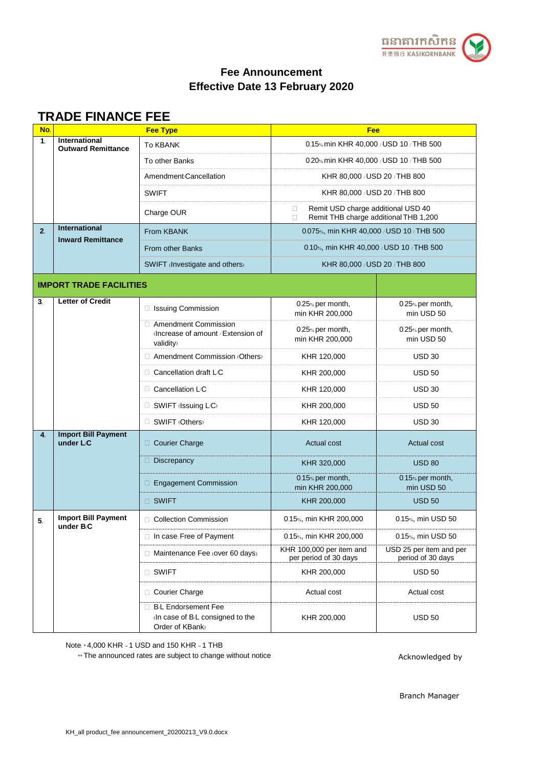# Fee Announcement
# Effective Date 13 February 2020

## TRADE FINANCE FEE

| No. | Fee Type | | Fee | |
|---|---|---|---|---|
| 1. | International Outward Remittance | To KBANK | 0.15% min KHR 40,000 / USD 10 / THB 500 | |
| | | To other Banks | 0.20% min KHR 40,000 / USD 10 / THB 500 | |
| | | Amendment/Cancellation | KHR 80,000 / USD 20 / THB 800 | |
| | | SWIFT | KHR 80,000 / USD 20 / THB 800 | |
| | | Charge OUR | Remit USD charge additional USD 40<br>Remit THB charge additional THB 1,200 | |
| 2. | International Inward Remittance | From KBANK | 0.075%, min KHR 40,000 / USD 10 / THB 500 | |
| | | From other Banks | 0.10%, min KHR 40,000 / USD 10 / THB 500 | |
| | | SWIFT (Investigate and others) | KHR 80,000 / USD 20 / THB 800 | |
| **IMPORT TRADE FACILITIES** | | | | |
| 3. | Letter of Credit | Issuing Commission | 0.25% per month, min KHR 200,000 | 0.25% per month, min USD 50 |
| | | Amendment Commission (Increase of amount / Extension of validity) | 0.25% per month, min KHR 200,000 | 0.25% per month, min USD 50 |
| | | Amendment Commission (Others) | KHR 120,000 | USD 30 |
| | | Cancellation draft L/C | KHR 200,000 | USD 50 |
| | | Cancellation L/C | KHR 120,000 | USD 30 |
| | | SWIFT (Issuing L/C) | KHR 200,000 | USD 50 |
| | | SWIFT (Others) | KHR 120,000 | USD 30 |
| 4. | Import Bill Payment under L/C | Courier Charge | Actual cost | Actual cost |
| | | Discrepancy | KHR 320,000 | USD 80 |
| | | Engagement Commission | 0.15% per month, min KHR 200,000 | 0.15% per month, min USD 50 |
| | | SWIFT | KHR 200,000 | USD 50 |
| 5. | Import Bill Payment under B/C | Collection Commission | 0.15%, min KHR 200,000 | 0.15%, min USD 50 |
| | | In case: Free of Payment | 0.15%, min KHR 200,000 | 0.15%, min USD 50 |
| | | Maintenance Fee (over 60 days) | KHR 100,000 per item and per period of 30 days | USD 25 per item and per period of 30 days |
| | | SWIFT | KHR 200,000 | USD 50 |
| | | Courier Charge | Actual cost | Actual cost |
| | | B/L Endorsement Fee (In case of B/L consigned to the Order of KBank) | KHR 200,000 | USD 50 |

Note: * 4,000 KHR = 1 USD and 150 KHR = 1 THB
** The announced rates are subject to change without notice

Acknowledged by

Branch Manager

KH_all product_fee announcement_20200213_V9.0.docx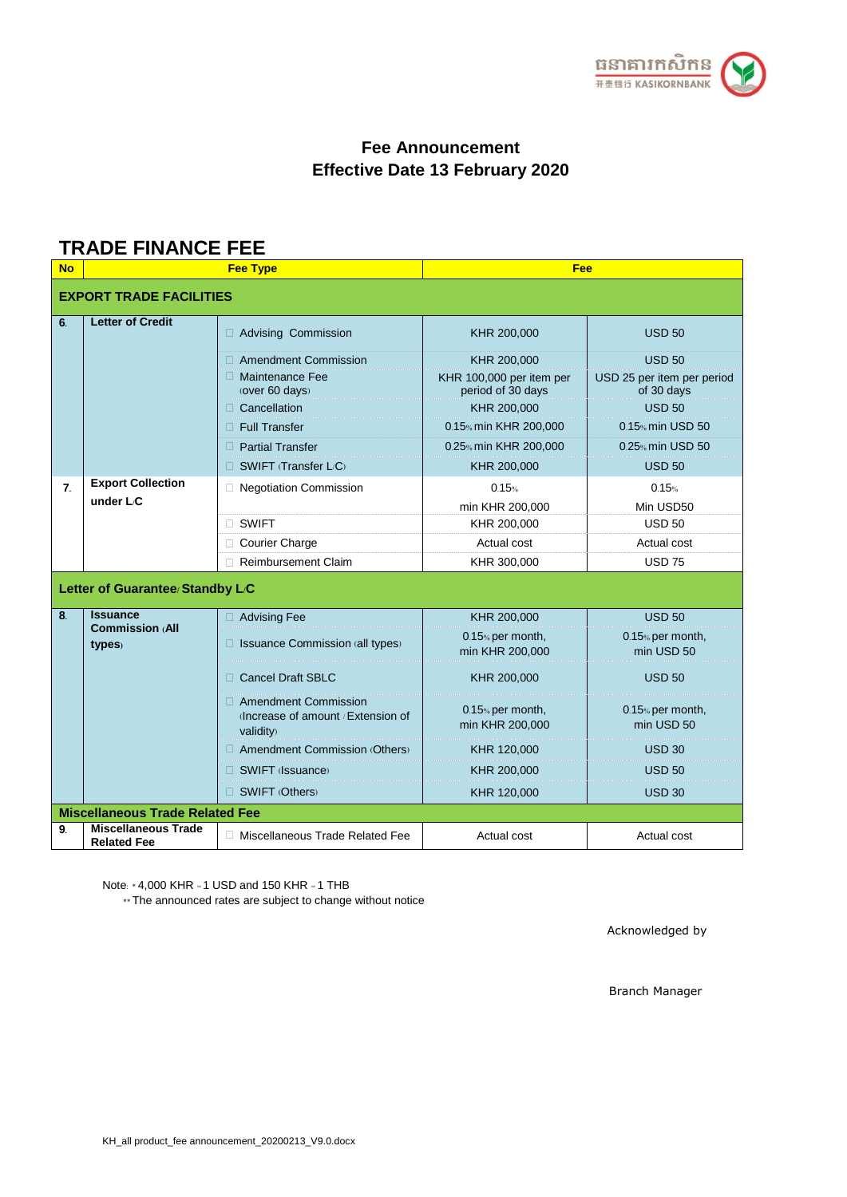# Fee Announcement
# Effective Date 13 February 2020

## TRADE FINANCE FEE

| No | Fee Type | | Fee | |
|---|---|---|---|---|
| **EXPORT TRADE FACILITIES** | | | | |
| 6. | **Letter of Credit** | Advising Commission | KHR 200,000 | USD 50 |
| | | Amendment Commission | KHR 200,000 | USD 50 |
| | | Maintenance Fee (over 60 days) | KHR 100,000 per item per period of 30 days | USD 25 per item per period of 30 days |
| | | Cancellation | KHR 200,000 | USD 50 |
| | | Full Transfer | 0.15% min KHR 200,000 | 0.15% min USD 50 |
| | | Partial Transfer | 0.25% min KHR 200,000 | 0.25% min USD 50 |
| | | SWIFT (Transfer L/C) | KHR 200,000 | USD 50 |
| 7. | **Export Collection under L/C** | Negotiation Commission | 0.15% min KHR 200,000 | 0.15% Min USD50 |
| | | SWIFT | KHR 200,000 | USD 50 |
| | | Courier Charge | Actual cost | Actual cost |
| | | Reimbursement Claim | KHR 300,000 | USD 75 |
| **Letter of Guarantee/ Standby L/C** | | | | |
| 8. | **Issuance Commission (All types)** | Advising Fee | KHR 200,000 | USD 50 |
| | | Issuance Commission (all types) | 0.15% per month, min KHR 200,000 | 0.15% per month, min USD 50 |
| | | Cancel Draft SBLC | KHR 200,000 | USD 50 |
| | | Amendment Commission (Increase of amount / Extension of validity) | 0.15% per month, min KHR 200,000 | 0.15% per month, min USD 50 |
| | | Amendment Commission (Others) | KHR 120,000 | USD 30 |
| | | SWIFT (Issuance) | KHR 200,000 | USD 50 |
| | | SWIFT (Others) | KHR 120,000 | USD 30 |
| **Miscellaneous Trade Related Fee** | | | | |
| 9. | **Miscellaneous Trade Related Fee** | Miscellaneous Trade Related Fee | Actual cost | Actual cost |

Note: * 4,000 KHR = 1 USD and 150 KHR = 1 THB

** The announced rates are subject to change without notice

Acknowledged by

Branch Manager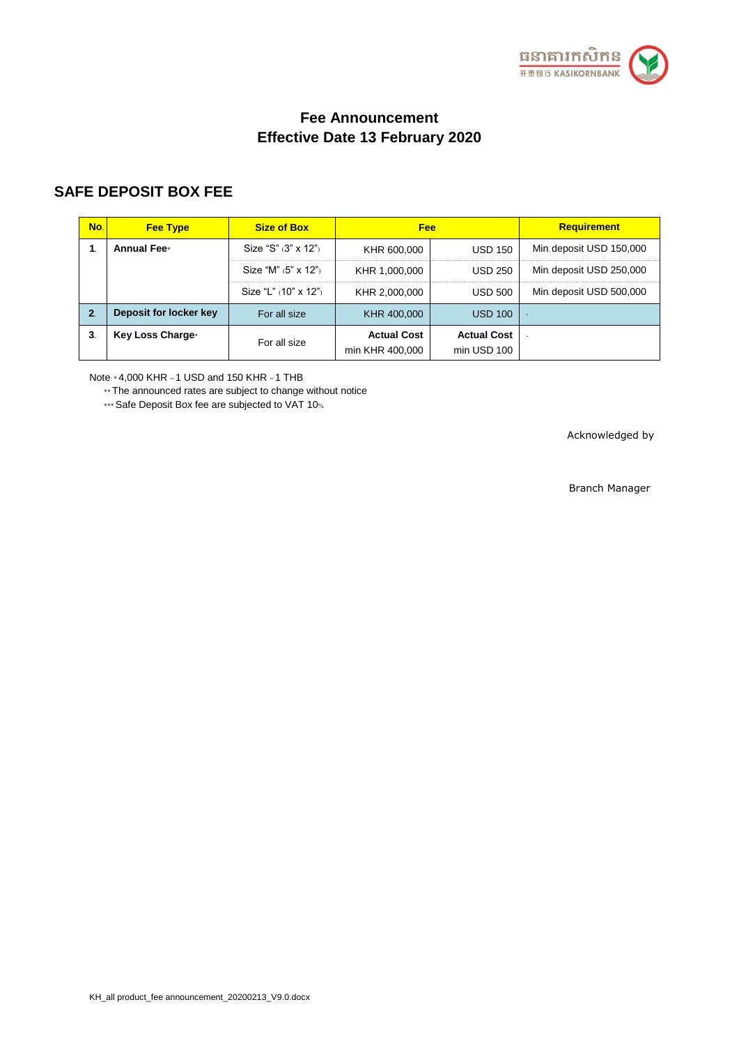# Fee Announcement
# Effective Date 13 February 2020

## SAFE DEPOSIT BOX FEE

| No. | Fee Type | Size of Box | Fee | | Requirement |
|---|---|---|---|---|---|
| 1. | **Annual Fee*** | Size "S" (3" x 12") | KHR 600,000 | USD 150 | Min. deposit USD 150,000 |
| | | Size "M" (5" x 12") | KHR 1,000,000 | USD 250 | Min. deposit USD 250,000 |
| | | Size "L" (10" x 12") | KHR 2,000,000 | USD 500 | Min. deposit USD 500,000 |
| 2. | **Deposit for locker key** | For all size | KHR 400,000 | USD 100 | - |
| 3. | **Key Loss Charge*** | For all size | **Actual Cost** min KHR 400,000 | **Actual Cost** min USD 100 | - |

Note: * 4,000 KHR = 1 USD and 150 KHR = 1 THB

** The announced rates are subject to change without notice

*** Safe Deposit Box fee are subjected to VAT 10%

Acknowledged by

Branch Manager